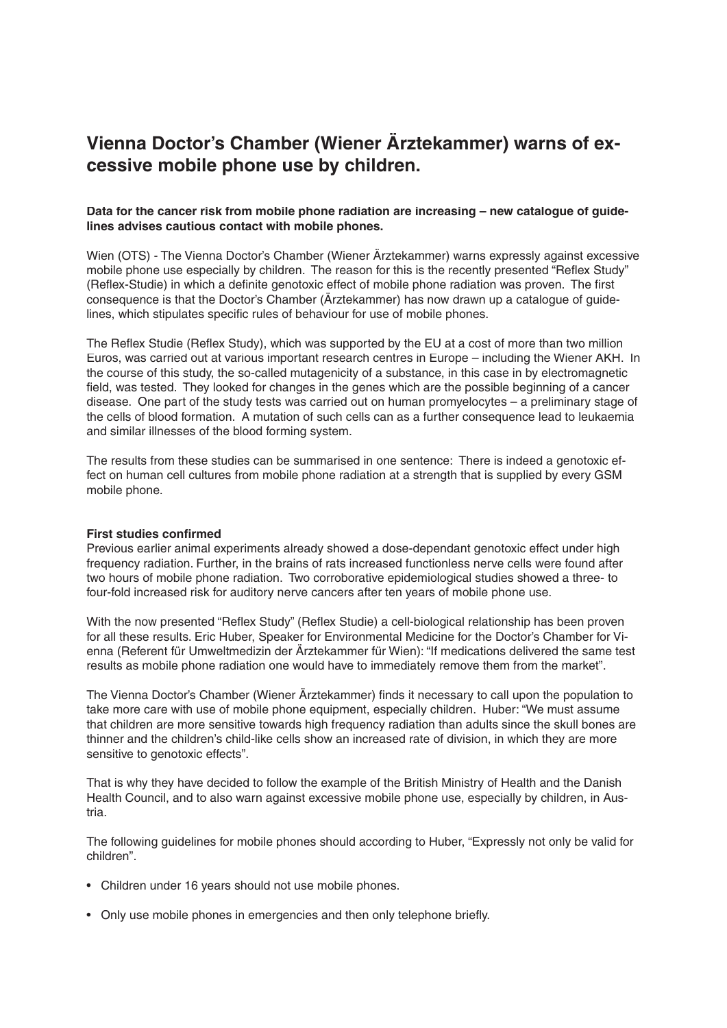# Vienna Doctor's Chamber (Wiener Ärztekammer) warns of excessive mobile phone use by children.

**Data for the cancer risk from mobile phone radiation are increasing – new catalogue of guidelines advises cautious contact with mobile phones.**

Wien (OTS) - The Vienna Doctor's Chamber (Wiener Ärztekammer) warns expressly against excessive mobile phone use especially by children. The reason for this is the recently presented "Reflex Study" (Reflex-Studie) in which a definite genotoxic effect of mobile phone radiation was proven. The first consequence is that the Doctor's Chamber (Ärztekammer) has now drawn up a catalogue of guidelines, which stipulates specific rules of behaviour for use of mobile phones.

The Reflex Studie (Reflex Study), which was supported by the EU at a cost of more than two million Euros, was carried out at various important research centres in Europe – including the Wiener AKH. In the course of this study, the so-called mutagenicity of a substance, in this case in by electromagnetic field, was tested. They looked for changes in the genes which are the possible beginning of a cancer disease. One part of the study tests was carried out on human promyelocytes – a preliminary stage of the cells of blood formation. A mutation of such cells can as a further consequence lead to leukaemia and similar illnesses of the blood forming system.

The results from these studies can be summarised in one sentence: There is indeed a genotoxic effect on human cell cultures from mobile phone radiation at a strength that is supplied by every GSM mobile phone.

**First studies confirmed**

Previous earlier animal experiments already showed a dose-dependant genotoxic effect under high frequency radiation. Further, in the brains of rats increased functionless nerve cells were found after two hours of mobile phone radiation. Two corroborative epidemiological studies showed a three- to four-fold increased risk for auditory nerve cancers after ten years of mobile phone use.

With the now presented "Reflex Study" (Reflex Studie) a cell-biological relationship has been proven for all these results. Eric Huber, Speaker for Environmental Medicine for the Doctor's Chamber for Vienna (Referent für Umweltmedizin der Ärztekammer für Wien): "If medications delivered the same test results as mobile phone radiation one would have to immediately remove them from the market".

The Vienna Doctor's Chamber (Wiener Ärztekammer) finds it necessary to call upon the population to take more care with use of mobile phone equipment, especially children. Huber: "We must assume that children are more sensitive towards high frequency radiation than adults since the skull bones are thinner and the children's child-like cells show an increased rate of division, in which they are more sensitive to genotoxic effects".

That is why they have decided to follow the example of the British Ministry of Health and the Danish Health Council, and to also warn against excessive mobile phone use, especially by children, in Austria.

The following guidelines for mobile phones should according to Huber, "Expressly not only be valid for children".

- Children under 16 years should not use mobile phones.
- Only use mobile phones in emergencies and then only telephone briefly.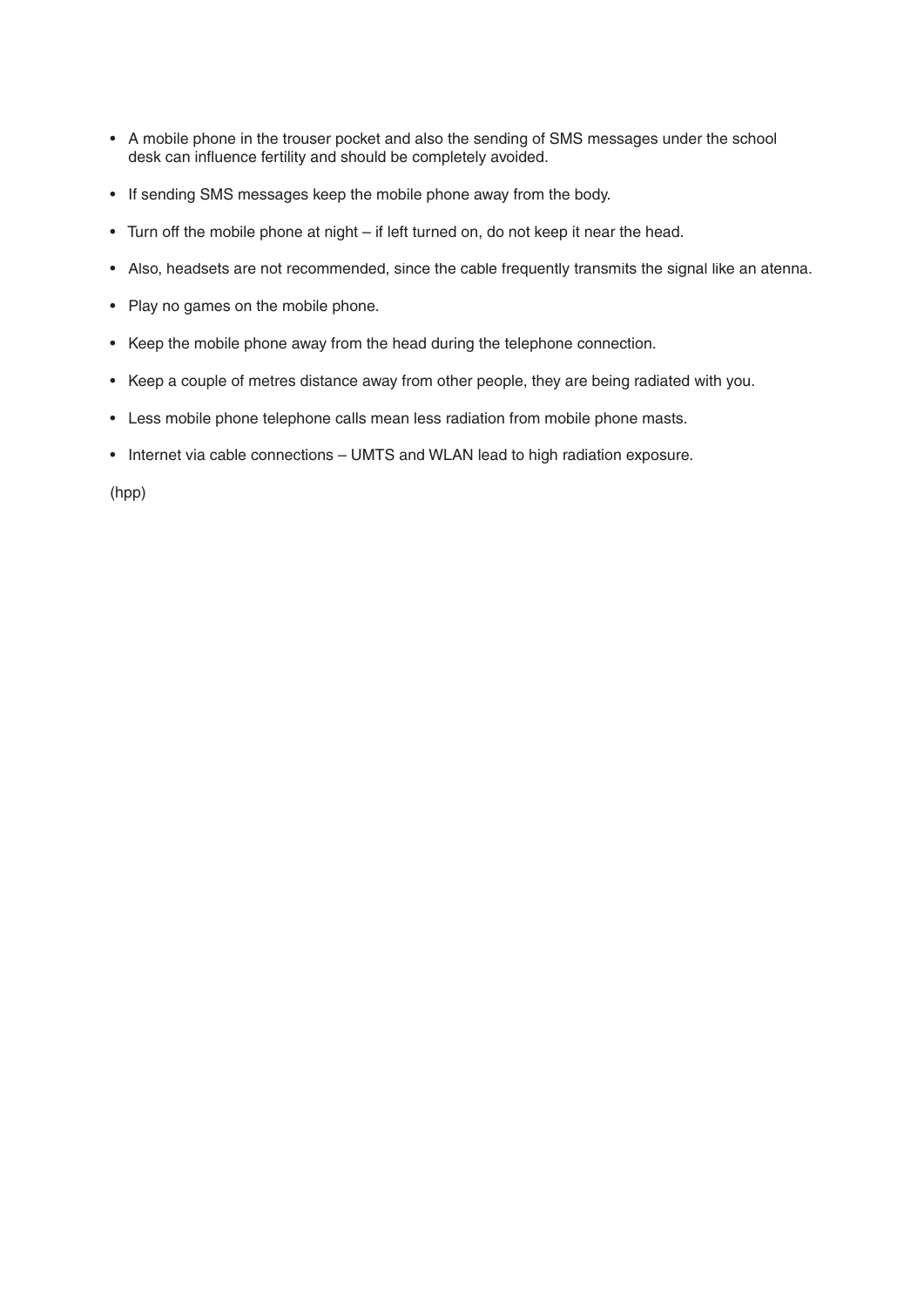- A mobile phone in the trouser pocket and also the sending of SMS messages under the school desk can influence fertility and should be completely avoided.
- If sending SMS messages keep the mobile phone away from the body.
- Turn off the mobile phone at night – if left turned on, do not keep it near the head.
- Also, headsets are not recommended, since the cable frequently transmits the signal like an atenna.
- Play no games on the mobile phone.
- Keep the mobile phone away from the head during the telephone connection.
- Keep a couple of metres distance away from other people, they are being radiated with you.
- Less mobile phone telephone calls mean less radiation from mobile phone masts.
- Internet via cable connections – UMTS and WLAN lead to high radiation exposure.

(hpp)